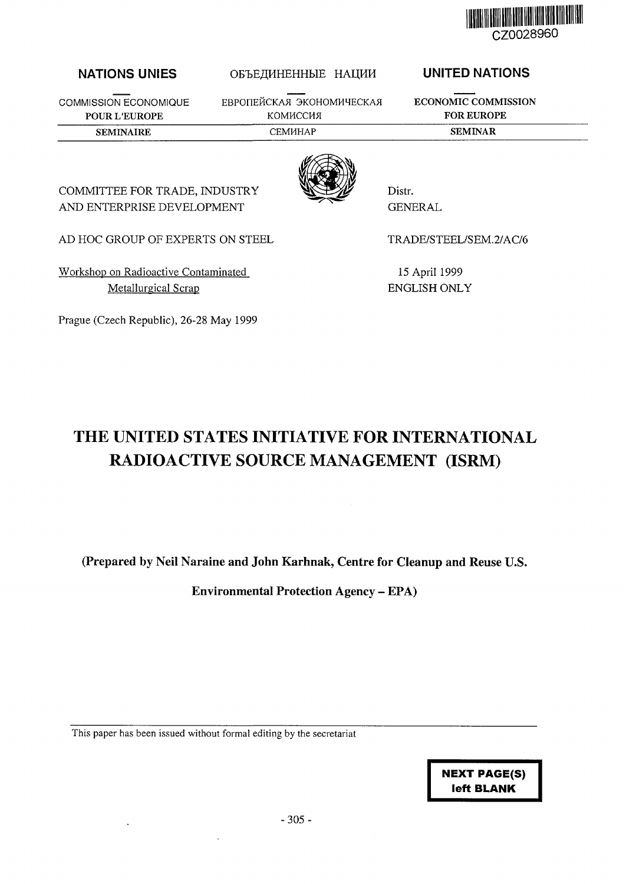CZ0028960

| NATIONS UNIES | ОБЪЕДИНЕННЫЕ НАЦИИ | UNITED NATIONS |
| --- | --- | --- |
| COMMISSION ECONOMIQUE POUR L'EUROPE | ЕВРОПЕЙСКАЯ ЭКОНОМИЧЕСКАЯ КОМИССИЯ | ECONOMIC COMMISSION FOR EUROPE |
| SEMINAIRE | СЕМИНАР | SEMINAR |

COMMITTEE FOR TRADE, INDUSTRY AND ENTERPRISE DEVELOPMENT

Distr. GENERAL

AD HOC GROUP OF EXPERTS ON STEEL

TRADE/STEEL/SEM.2/AC/6

Workshop on Radioactive Contaminated Metallurgical Scrap

15 April 1999

ENGLISH ONLY

Prague (Czech Republic), 26-28 May 1999

# THE UNITED STATES INITIATIVE FOR INTERNATIONAL RADIOACTIVE SOURCE MANAGEMENT (ISRM)

**(Prepared by Neil Naraine and John Karhnak, Centre for Cleanup and Reuse U.S. Environmental Protection Agency – EPA)**

This paper has been issued without formal editing by the secretariat

**NEXT PAGE(S) left BLANK**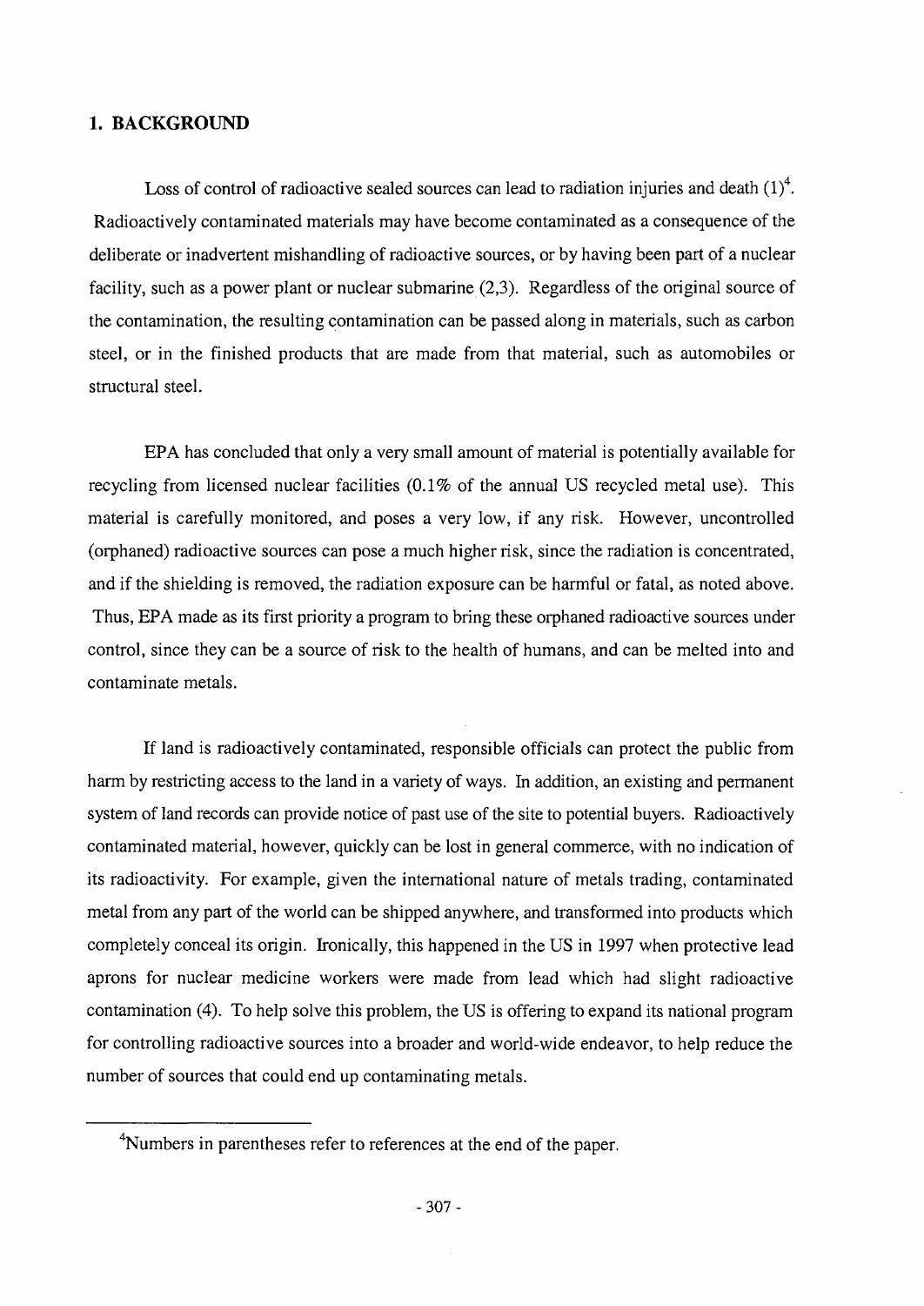## 1. BACKGROUND

Loss of control of radioactive sealed sources can lead to radiation injuries and death (1)[4]. Radioactively contaminated materials may have become contaminated as a consequence of the deliberate or inadvertent mishandling of radioactive sources, or by having been part of a nuclear facility, such as a power plant or nuclear submarine (2,3). Regardless of the original source of the contamination, the resulting contamination can be passed along in materials, such as carbon steel, or in the finished products that are made from that material, such as automobiles or structural steel.

EPA has concluded that only a very small amount of material is potentially available for recycling from licensed nuclear facilities (0.1% of the annual US recycled metal use). This material is carefully monitored, and poses a very low, if any risk. However, uncontrolled (orphaned) radioactive sources can pose a much higher risk, since the radiation is concentrated, and if the shielding is removed, the radiation exposure can be harmful or fatal, as noted above. Thus, EPA made as its first priority a program to bring these orphaned radioactive sources under control, since they can be a source of risk to the health of humans, and can be melted into and contaminate metals.

If land is radioactively contaminated, responsible officials can protect the public from harm by restricting access to the land in a variety of ways. In addition, an existing and permanent system of land records can provide notice of past use of the site to potential buyers. Radioactively contaminated material, however, quickly can be lost in general commerce, with no indication of its radioactivity. For example, given the international nature of metals trading, contaminated metal from any part of the world can be shipped anywhere, and transformed into products which completely conceal its origin. Ironically, this happened in the US in 1997 when protective lead aprons for nuclear medicine workers were made from lead which had slight radioactive contamination (4). To help solve this problem, the US is offering to expand its national program for controlling radioactive sources into a broader and world-wide endeavor, to help reduce the number of sources that could end up contaminating metals.

---

[4]Numbers in parentheses refer to references at the end of the paper.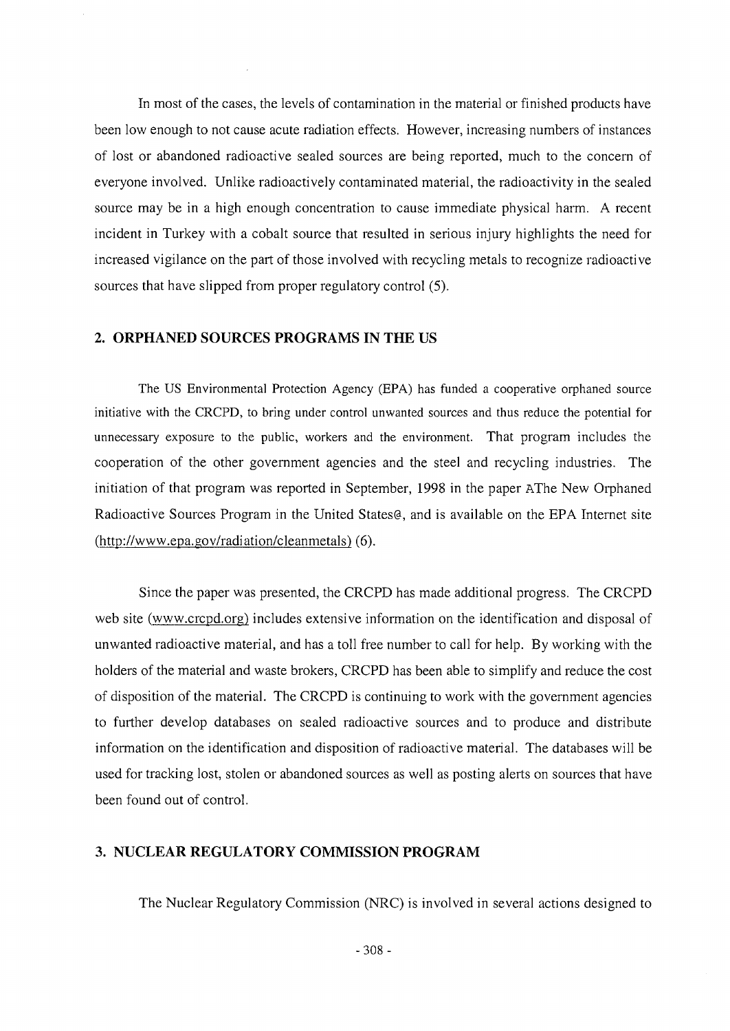In most of the cases, the levels of contamination in the material or finished products have been low enough to not cause acute radiation effects. However, increasing numbers of instances of lost or abandoned radioactive sealed sources are being reported, much to the concern of everyone involved. Unlike radioactively contaminated material, the radioactivity in the sealed source may be in a high enough concentration to cause immediate physical harm. A recent incident in Turkey with a cobalt source that resulted in serious injury highlights the need for increased vigilance on the part of those involved with recycling metals to recognize radioactive sources that have slipped from proper regulatory control (5).

## 2. ORPHANED SOURCES PROGRAMS IN THE US

The US Environmental Protection Agency (EPA) has funded a cooperative orphaned source initiative with the CRCPD, to bring under control unwanted sources and thus reduce the potential for unnecessary exposure to the public, workers and the environment. That program includes the cooperation of the other government agencies and the steel and recycling industries. The initiation of that program was reported in September, 1998 in the paper AThe New Orphaned Radioactive Sources Program in the United States@, and is available on the EPA Internet site (http://www.epa.gov/radiation/cleanmetals) (6).

Since the paper was presented, the CRCPD has made additional progress. The CRCPD web site (www.crcpd.org) includes extensive information on the identification and disposal of unwanted radioactive material, and has a toll free number to call for help. By working with the holders of the material and waste brokers, CRCPD has been able to simplify and reduce the cost of disposition of the material. The CRCPD is continuing to work with the government agencies to further develop databases on sealed radioactive sources and to produce and distribute information on the identification and disposition of radioactive material. The databases will be used for tracking lost, stolen or abandoned sources as well as posting alerts on sources that have been found out of control.

## 3. NUCLEAR REGULATORY COMMISSION PROGRAM

The Nuclear Regulatory Commission (NRC) is involved in several actions designed to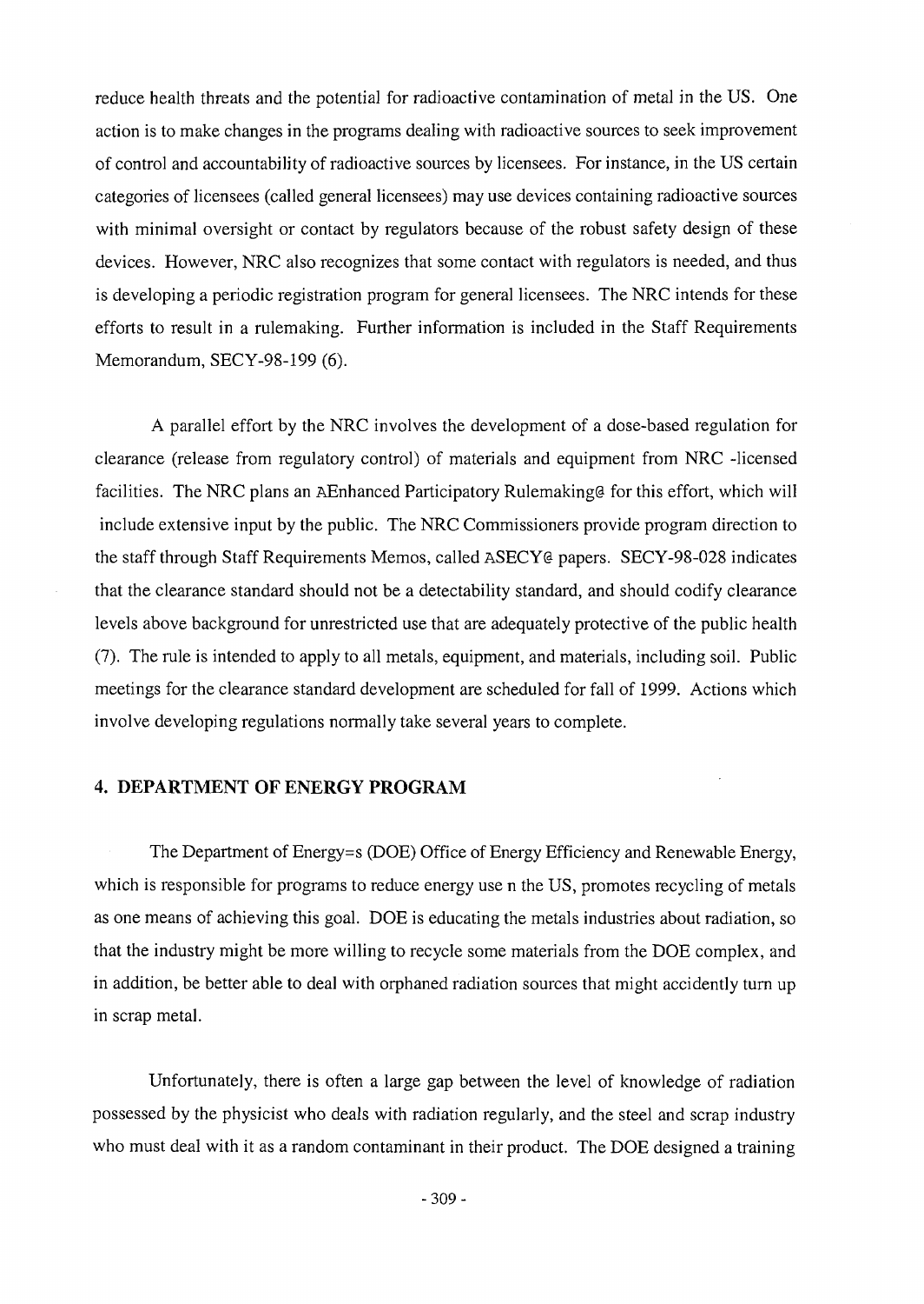reduce health threats and the potential for radioactive contamination of metal in the US. One action is to make changes in the programs dealing with radioactive sources to seek improvement of control and accountability of radioactive sources by licensees. For instance, in the US certain categories of licensees (called general licensees) may use devices containing radioactive sources with minimal oversight or contact by regulators because of the robust safety design of these devices. However, NRC also recognizes that some contact with regulators is needed, and thus is developing a periodic registration program for general licensees. The NRC intends for these efforts to result in a rulemaking. Further information is included in the Staff Requirements Memorandum, SECY-98-199 (6).

A parallel effort by the NRC involves the development of a dose-based regulation for clearance (release from regulatory control) of materials and equipment from NRC -licensed facilities. The NRC plans an AEnhanced Participatory Rulemaking@ for this effort, which will include extensive input by the public. The NRC Commissioners provide program direction to the staff through Staff Requirements Memos, called ASECY@ papers. SECY-98-028 indicates that the clearance standard should not be a detectability standard, and should codify clearance levels above background for unrestricted use that are adequately protective of the public health (7). The rule is intended to apply to all metals, equipment, and materials, including soil. Public meetings for the clearance standard development are scheduled for fall of 1999. Actions which involve developing regulations normally take several years to complete.

## 4. DEPARTMENT OF ENERGY PROGRAM

The Department of Energy=s (DOE) Office of Energy Efficiency and Renewable Energy, which is responsible for programs to reduce energy use n the US, promotes recycling of metals as one means of achieving this goal. DOE is educating the metals industries about radiation, so that the industry might be more willing to recycle some materials from the DOE complex, and in addition, be better able to deal with orphaned radiation sources that might accidently turn up in scrap metal.

Unfortunately, there is often a large gap between the level of knowledge of radiation possessed by the physicist who deals with radiation regularly, and the steel and scrap industry who must deal with it as a random contaminant in their product. The DOE designed a training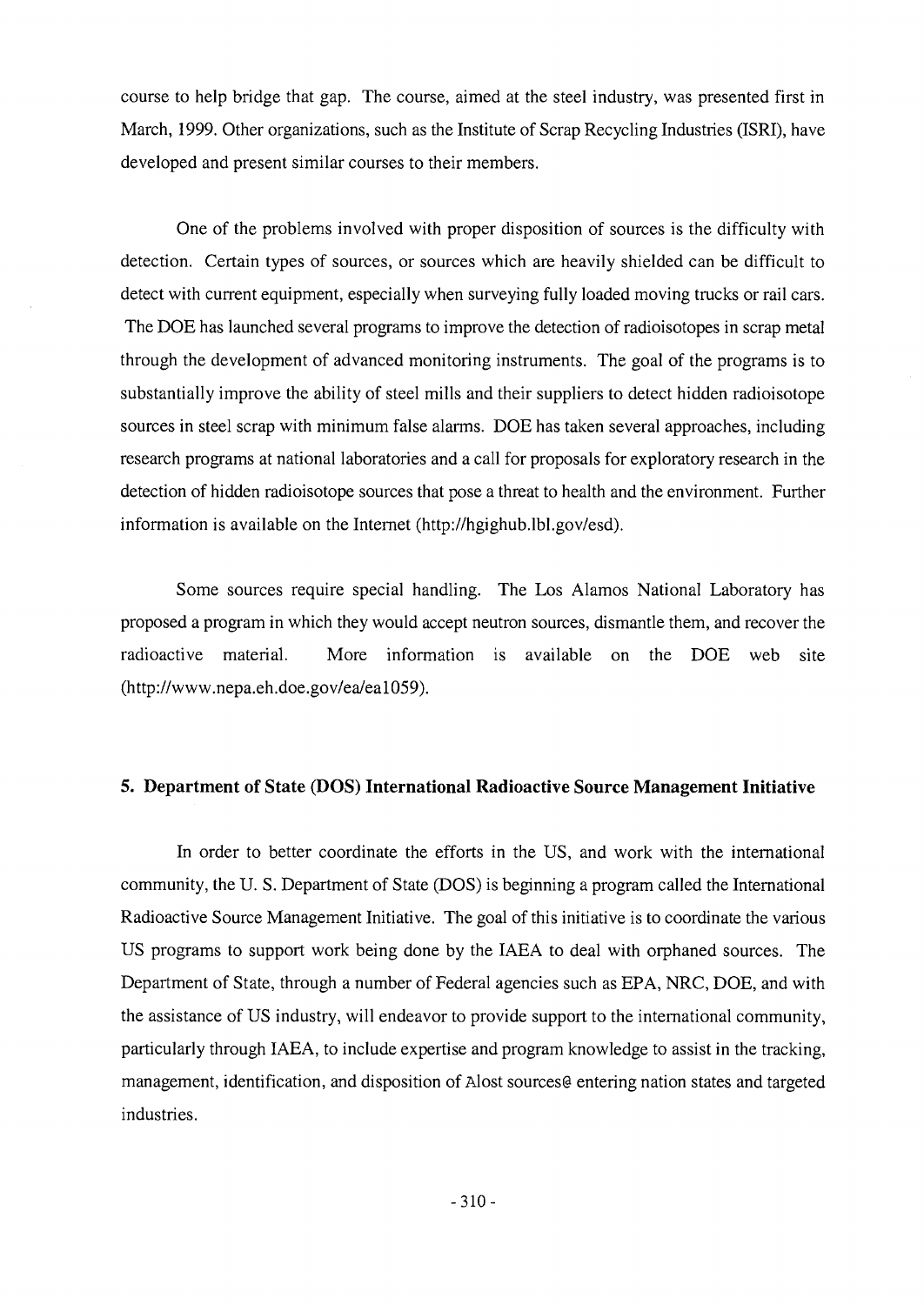course to help bridge that gap. The course, aimed at the steel industry, was presented first in March, 1999. Other organizations, such as the Institute of Scrap Recycling Industries (ISRI), have developed and present similar courses to their members.

One of the problems involved with proper disposition of sources is the difficulty with detection. Certain types of sources, or sources which are heavily shielded can be difficult to detect with current equipment, especially when surveying fully loaded moving trucks or rail cars. The DOE has launched several programs to improve the detection of radioisotopes in scrap metal through the development of advanced monitoring instruments. The goal of the programs is to substantially improve the ability of steel mills and their suppliers to detect hidden radioisotope sources in steel scrap with minimum false alarms. DOE has taken several approaches, including research programs at national laboratories and a call for proposals for exploratory research in the detection of hidden radioisotope sources that pose a threat to health and the environment. Further information is available on the Internet (http://hgighub.lbl.gov/esd).

Some sources require special handling. The Los Alamos National Laboratory has proposed a program in which they would accept neutron sources, dismantle them, and recover the radioactive material. More information is available on the DOE web site (http://www.nepa.eh.doe.gov/ea/ea1059).

## 5. Department of State (DOS) International Radioactive Source Management Initiative

In order to better coordinate the efforts in the US, and work with the international community, the U. S. Department of State (DOS) is beginning a program called the International Radioactive Source Management Initiative. The goal of this initiative is to coordinate the various US programs to support work being done by the IAEA to deal with orphaned sources. The Department of State, through a number of Federal agencies such as EPA, NRC, DOE, and with the assistance of US industry, will endeavor to provide support to the international community, particularly through IAEA, to include expertise and program knowledge to assist in the tracking, management, identification, and disposition of Alost sources@ entering nation states and targeted industries.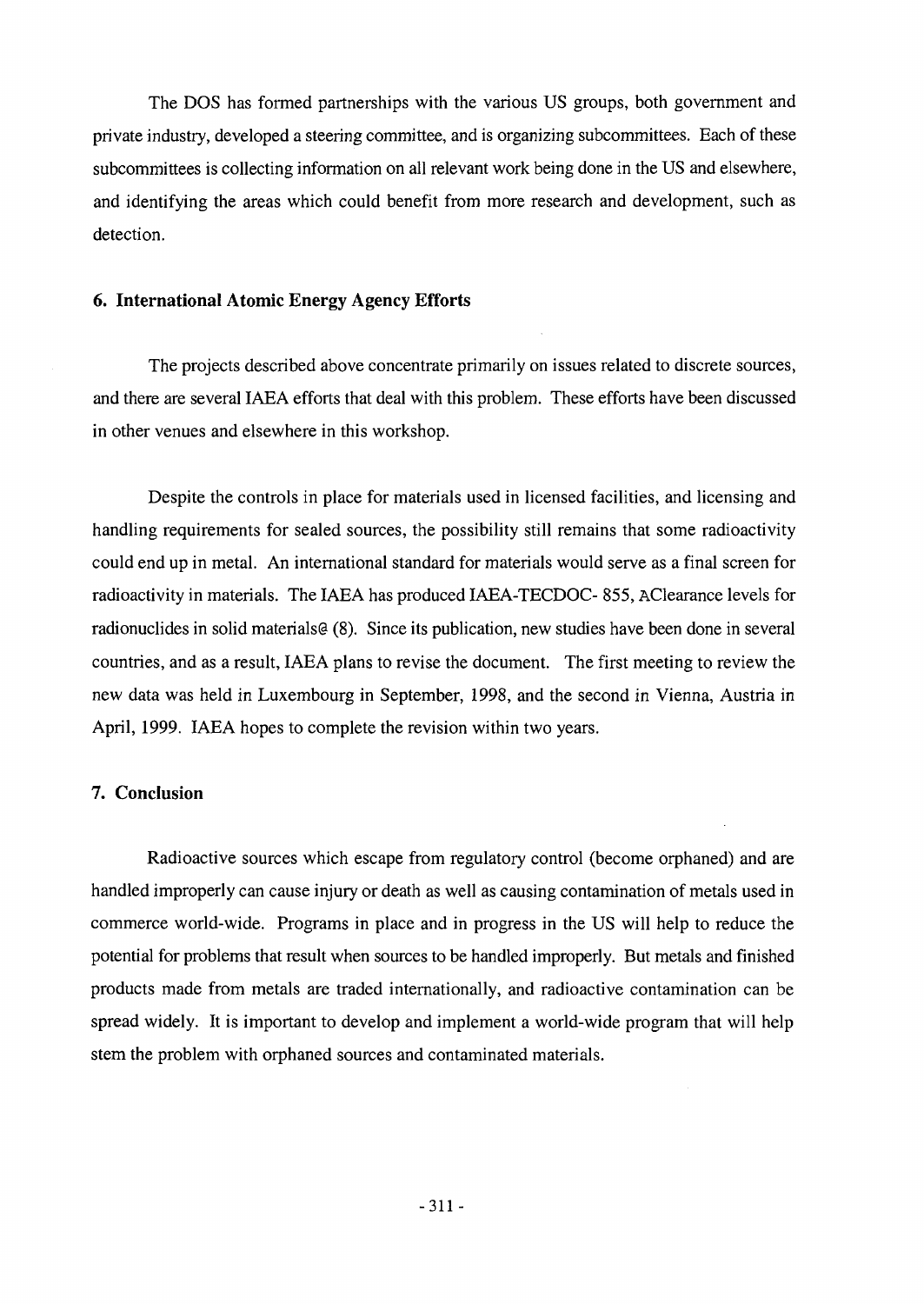The DOS has formed partnerships with the various US groups, both government and private industry, developed a steering committee, and is organizing subcommittees. Each of these subcommittees is collecting information on all relevant work being done in the US and elsewhere, and identifying the areas which could benefit from more research and development, such as detection.

## 6. International Atomic Energy Agency Efforts

The projects described above concentrate primarily on issues related to discrete sources, and there are several IAEA efforts that deal with this problem. These efforts have been discussed in other venues and elsewhere in this workshop.

Despite the controls in place for materials used in licensed facilities, and licensing and handling requirements for sealed sources, the possibility still remains that some radioactivity could end up in metal. An international standard for materials would serve as a final screen for radioactivity in materials. The IAEA has produced IAEA-TECDOC- 855, AClearance levels for radionuclides in solid materials@ (8). Since its publication, new studies have been done in several countries, and as a result, IAEA plans to revise the document. The first meeting to review the new data was held in Luxembourg in September, 1998, and the second in Vienna, Austria in April, 1999. IAEA hopes to complete the revision within two years.

## 7. Conclusion

Radioactive sources which escape from regulatory control (become orphaned) and are handled improperly can cause injury or death as well as causing contamination of metals used in commerce world-wide. Programs in place and in progress in the US will help to reduce the potential for problems that result when sources to be handled improperly. But metals and finished products made from metals are traded internationally, and radioactive contamination can be spread widely. It is important to develop and implement a world-wide program that will help stem the problem with orphaned sources and contaminated materials.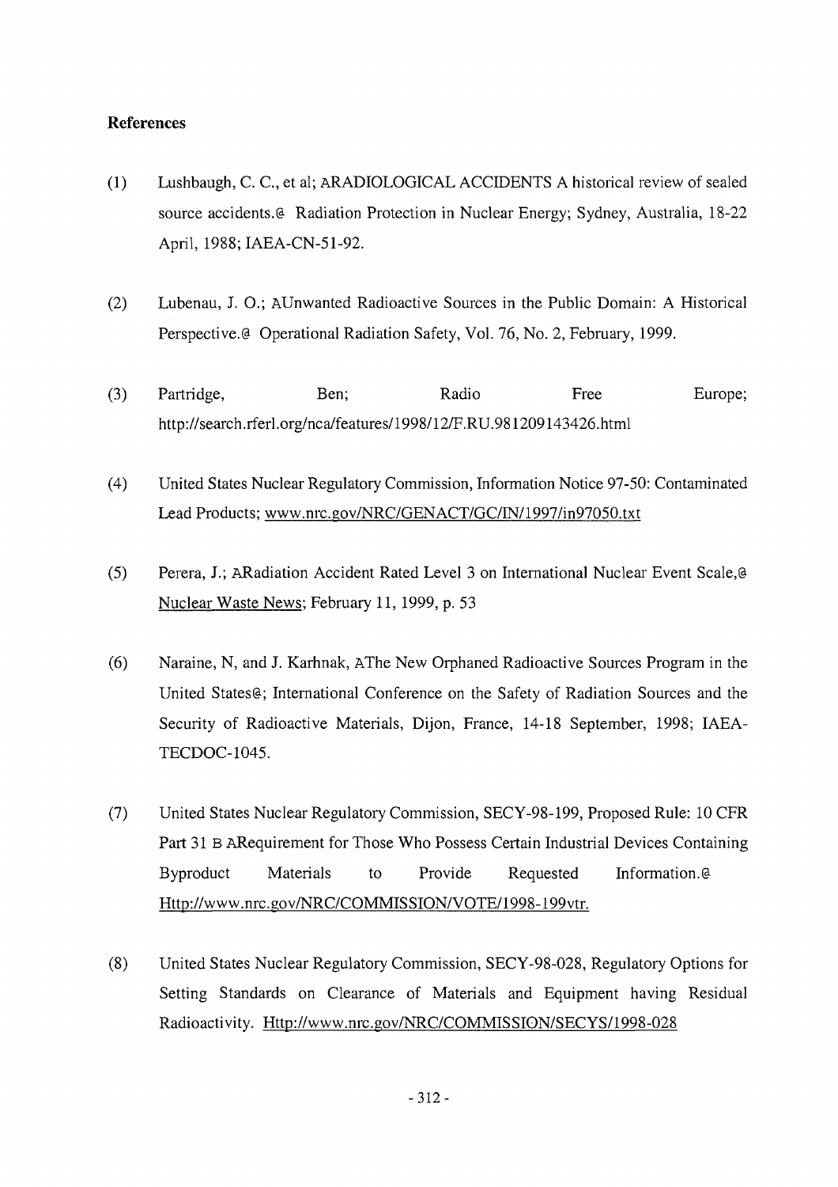**References**

(1) Lushbaugh, C. C., et al; ARADIOLOGICAL ACCIDENTS A historical review of sealed source accidents.@ Radiation Protection in Nuclear Energy; Sydney, Australia, 18-22 April, 1988; IAEA-CN-51-92.

(2) Lubenau, J. O.; AUnwanted Radioactive Sources in the Public Domain: A Historical Perspective.@ Operational Radiation Safety, Vol. 76, No. 2, February, 1999.

(3) Partridge, Ben; Radio Free Europe; http://search.rferl.org/nca/features/1998/12/F.RU.981209143426.html

(4) United States Nuclear Regulatory Commission, Information Notice 97-50: Contaminated Lead Products; www.nrc.gov/NRC/GENACT/GC/IN/1997/in97050.txt

(5) Perera, J.; ARadiation Accident Rated Level 3 on International Nuclear Event Scale,@ Nuclear Waste News; February 11, 1999, p. 53

(6) Naraine, N, and J. Karhnak, AThe New Orphaned Radioactive Sources Program in the United States@; International Conference on the Safety of Radiation Sources and the Security of Radioactive Materials, Dijon, France, 14-18 September, 1998; IAEA-TECDOC-1045.

(7) United States Nuclear Regulatory Commission, SECY-98-199, Proposed Rule: 10 CFR Part 31 B ARequirement for Those Who Possess Certain Industrial Devices Containing Byproduct Materials to Provide Requested Information.@ Http://www.nrc.gov/NRC/COMMISSION/VOTE/1998-199vtr.

(8) United States Nuclear Regulatory Commission, SECY-98-028, Regulatory Options for Setting Standards on Clearance of Materials and Equipment having Residual Radioactivity. Http://www.nrc.gov/NRC/COMMISSION/SECYS/1998-028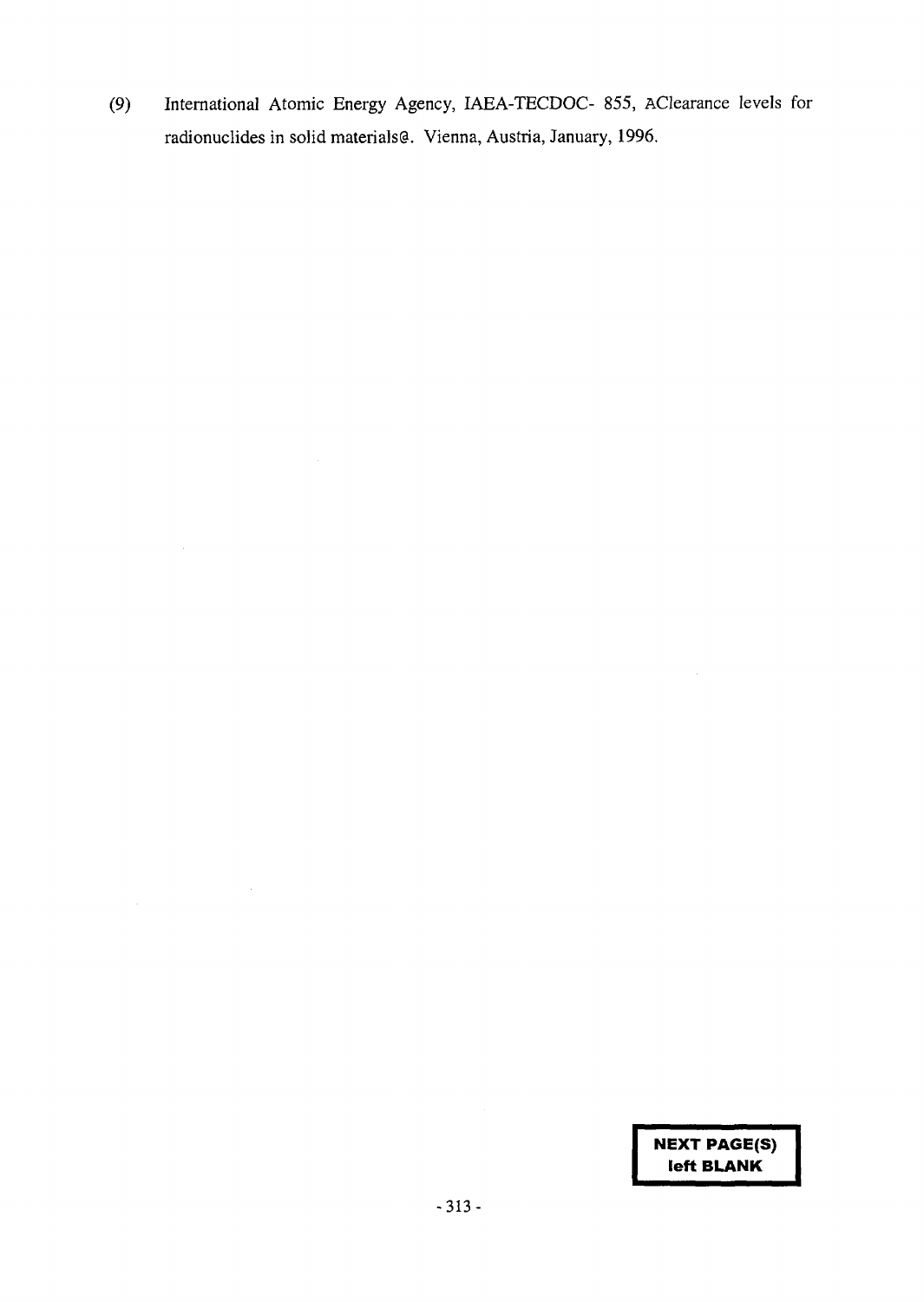(9) International Atomic Energy Agency, IAEA-TECDOC- 855, AClearance levels for radionuclides in solid materials@. Vienna, Austria, January, 1996.

**NEXT PAGE(S) left BLANK**